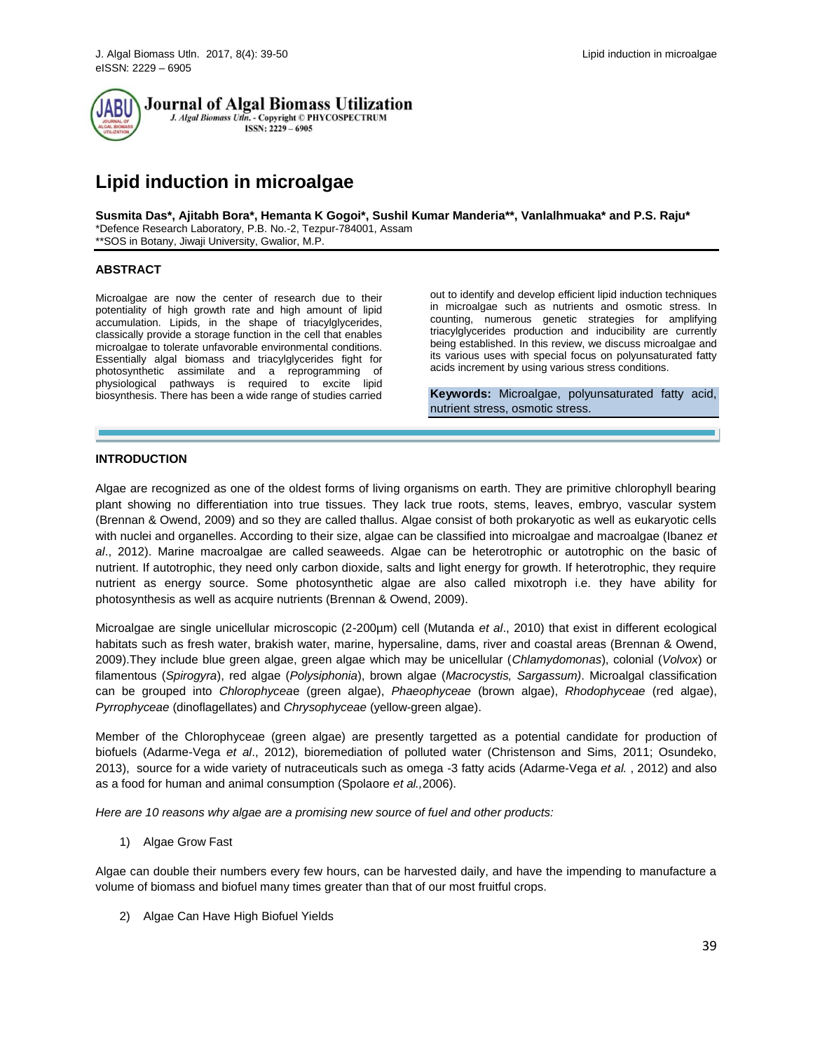# Lipid induction in microalgae

**Susmita Das\*, Ajitabh Bora\*, Hemanta K Gogoi\*, Sushil Kumar Manderia\*\*, Vanlalhmuaka\* and P.S. Raju\***

\*Defence Research Laboratory, P.B. No.-2, Tezpur-784001, Assam

\*\*SOS in Botany, Jiwaji University, Gwalior, M.P.

## ABSTRACT

Microalgae are now the center of research due to their potentiality of high growth rate and high amount of lipid accumulation. Lipids, in the shape of triacylglycerides, classically provide a storage function in the cell that enables microalgae to tolerate unfavorable environmental conditions. Essentially algal biomass and triacylglycerides fight for photosynthetic assimilate and a reprogramming of physiological pathways is required to excite lipid biosynthesis. There has been a wide range of studies carried out to identify and develop efficient lipid induction techniques in microalgae such as nutrients and osmotic stress. In counting, numerous genetic strategies for amplifying triacylglycerides production and inducibility are currently being established. In this review, we discuss microalgae and its various uses with special focus on polyunsaturated fatty acids increment by using various stress conditions.

**Keywords:** Microalgae, polyunsaturated fatty acid, nutrient stress, osmotic stress.

## INTRODUCTION

Algae are recognized as one of the oldest forms of living organisms on earth. They are primitive chlorophyll bearing plant showing no differentiation into true tissues. They lack true roots, stems, leaves, embryo, vascular system (Brennan & Owend, 2009) and so they are called thallus. Algae consist of both prokaryotic as well as eukaryotic cells with nuclei and organelles. According to their size, algae can be classified into microalgae and macroalgae (Ibanez *et al*., 2012). Marine macroalgae are called seaweeds. Algae can be heterotrophic or autotrophic on the basic of nutrient. If autotrophic, they need only carbon dioxide, salts and light energy for growth. If heterotrophic, they require nutrient as energy source. Some photosynthetic algae are also called mixotroph i.e. they have ability for photosynthesis as well as acquire nutrients (Brennan & Owend, 2009).

Microalgae are single unicellular microscopic (2-200µm) cell (Mutanda *et al*., 2010) that exist in different ecological habitats such as fresh water, brakish water, marine, hypersaline, dams, river and coastal areas (Brennan & Owend, 2009).They include blue green algae, green algae which may be unicellular (*Chlamydomonas*), colonial (*Volvox*) or filamentous (*Spirogyra*), red algae (*Polysiphonia*), brown algae (*Macrocystis, Sargassum)*. Microalgal classification can be grouped into *Chlorophyceae* (green algae), *Phaeophyceae* (brown algae), *Rhodophyceae* (red algae), *Pyrrophyceae* (dinoflagellates) and *Chrysophyceae* (yellow-green algae).

Member of the Chlorophyceae (green algae) are presently targetted as a potential candidate for production of biofuels (Adarme-Vega *et al*., 2012), bioremediation of polluted water (Christenson and Sims, 2011; Osundeko, 2013), source for a wide variety of nutraceuticals such as omega -3 fatty acids (Adarme-Vega *et al.* , 2012) and also as a food for human and animal consumption (Spolaore *et al.,*2006).

*Here are 10 reasons why algae are a promising new source of fuel and other products:*

1) Algae Grow Fast

Algae can double their numbers every few hours, can be harvested daily, and have the impending to manufacture a volume of biomass and biofuel many times greater than that of our most fruitful crops.

2) Algae Can Have High Biofuel Yields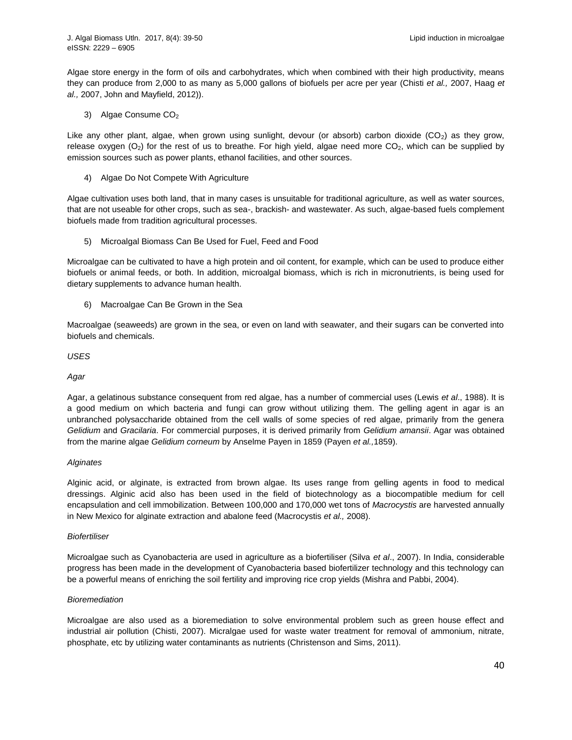Algae store energy in the form of oils and carbohydrates, which when combined with their high productivity, means they can produce from 2,000 to as many as 5,000 gallons of biofuels per acre per year (Chisti *et al.,* 2007, Haag *et al.,* 2007, John and Mayfield, 2012)).

3) Algae Consume $CO_2$

Like any other plant, algae, when grown using sunlight, devour (or absorb) carbon dioxide ($CO_2$) as they grow, release oxygen ($O_2$) for the rest of us to breathe. For high yield, algae need more $CO_2$, which can be supplied by emission sources such as power plants, ethanol facilities, and other sources.

4) Algae Do Not Compete With Agriculture

Algae cultivation uses both land, that in many cases is unsuitable for traditional agriculture, as well as water sources, that are not useable for other crops, such as sea-, brackish- and wastewater. As such, algae-based fuels complement biofuels made from tradition agricultural processes.

5) Microalgal Biomass Can Be Used for Fuel, Feed and Food

Microalgae can be cultivated to have a high protein and oil content, for example, which can be used to produce either biofuels or animal feeds, or both. In addition, microalgal biomass, which is rich in micronutrients, is being used for dietary supplements to advance human health.

6) Macroalgae Can Be Grown in the Sea

Macroalgae (seaweeds) are grown in the sea, or even on land with seawater, and their sugars can be converted into biofuels and chemicals.

*USES*

*Agar*

Agar, a gelatinous substance consequent from red algae, has a number of commercial uses (Lewis *et al*., 1988). It is a good medium on which bacteria and fungi can grow without utilizing them. The gelling agent in agar is an unbranched polysaccharide obtained from the cell walls of some species of red algae, primarily from the genera *Gelidium* and *Gracilaria*. For commercial purposes, it is derived primarily from *Gelidium amansii*. Agar was obtained from the marine algae *Gelidium corneum* by Anselme Payen in 1859 (Payen *et al.,*1859).

*Alginates*

Alginic acid, or alginate, is extracted from brown algae. Its uses range from gelling agents in food to medical dressings. Alginic acid also has been used in the field of biotechnology as a biocompatible medium for cell encapsulation and cell immobilization. Between 100,000 and 170,000 wet tons of *Macrocystis* are harvested annually in New Mexico for alginate extraction and abalone feed (Macrocystis *et al.,* 2008).

*Biofertiliser*

Microalgae such as Cyanobacteria are used in agriculture as a biofertiliser (Silva *et al*., 2007). In India, considerable progress has been made in the development of Cyanobacteria based biofertilizer technology and this technology can be a powerful means of enriching the soil fertility and improving rice crop yields (Mishra and Pabbi, 2004).

*Bioremediation*

Microalgae are also used as a bioremediation to solve environmental problem such as green house effect and industrial air pollution (Chisti, 2007). Micralgae used for waste water treatment for removal of ammonium, nitrate, phosphate, etc by utilizing water contaminants as nutrients (Christenson and Sims, 2011).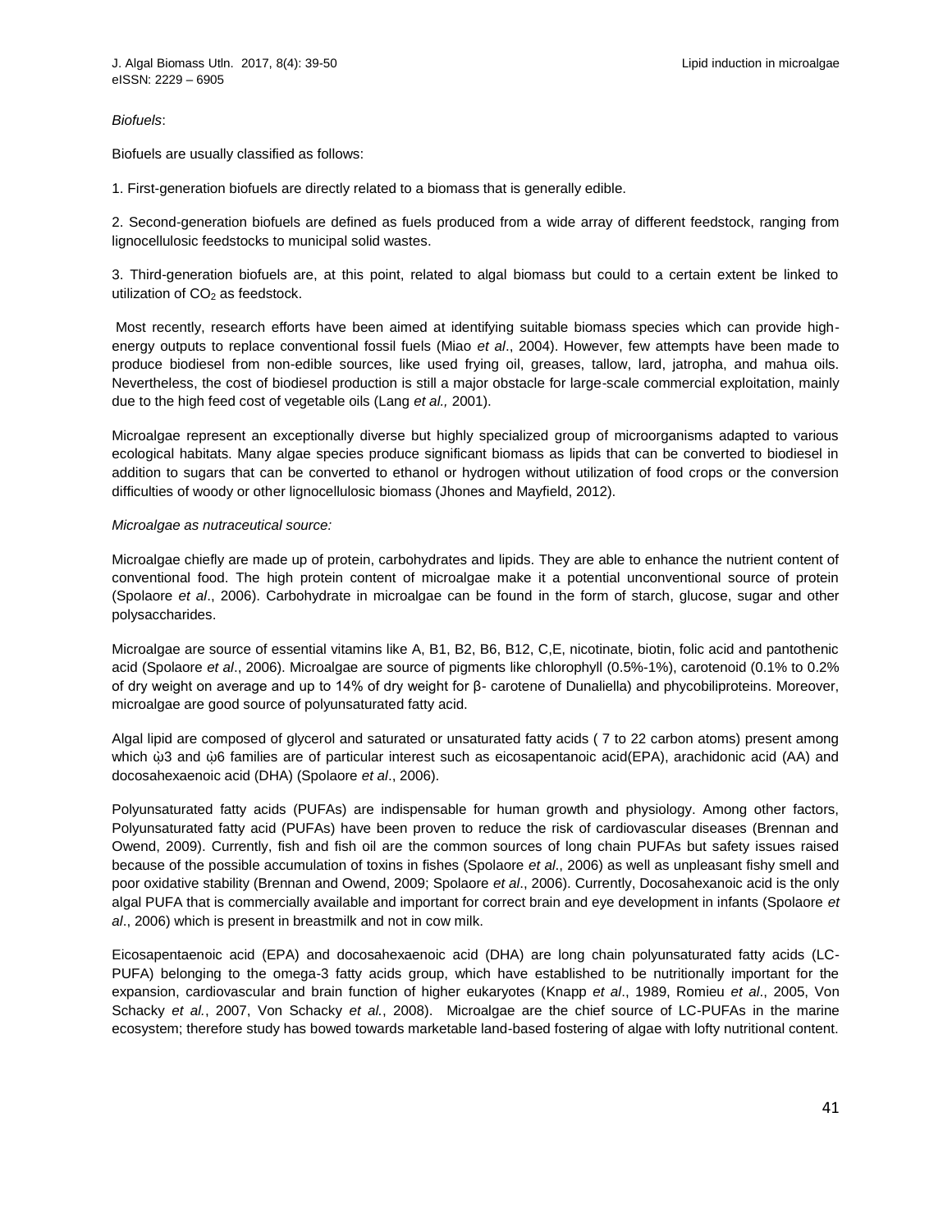*Biofuels*:

Biofuels are usually classified as follows:

1. First-generation biofuels are directly related to a biomass that is generally edible.

2. Second-generation biofuels are defined as fuels produced from a wide array of different feedstock, ranging from lignocellulosic feedstocks to municipal solid wastes.

3. Third-generation biofuels are, at this point, related to algal biomass but could to a certain extent be linked to utilization of $CO_2$ as feedstock.

Most recently, research efforts have been aimed at identifying suitable biomass species which can provide high-energy outputs to replace conventional fossil fuels (Miao *et al*., 2004). However, few attempts have been made to produce biodiesel from non-edible sources, like used frying oil, greases, tallow, lard, jatropha, and mahua oils. Nevertheless, the cost of biodiesel production is still a major obstacle for large-scale commercial exploitation, mainly due to the high feed cost of vegetable oils (Lang *et al.,* 2001).

Microalgae represent an exceptionally diverse but highly specialized group of microorganisms adapted to various ecological habitats. Many algae species produce significant biomass as lipids that can be converted to biodiesel in addition to sugars that can be converted to ethanol or hydrogen without utilization of food crops or the conversion difficulties of woody or other lignocellulosic biomass (Jhones and Mayfield, 2012).

*Microalgae as nutraceutical source:*

Microalgae chiefly are made up of protein, carbohydrates and lipids. They are able to enhance the nutrient content of conventional food. The high protein content of microalgae make it a potential unconventional source of protein (Spolaore *et al*., 2006). Carbohydrate in microalgae can be found in the form of starch, glucose, sugar and other polysaccharides.

Microalgae are source of essential vitamins like A, B1, B2, B6, B12, C,E, nicotinate, biotin, folic acid and pantothenic acid (Spolaore *et al*., 2006). Microalgae are source of pigments like chlorophyll (0.5%-1%), carotenoid (0.1% to 0.2% of dry weight on average and up to 14% of dry weight for β- carotene of Dunaliella) and phycobiliproteins. Moreover, microalgae are good source of polyunsaturated fatty acid.

Algal lipid are composed of glycerol and saturated or unsaturated fatty acids ( 7 to 22 carbon atoms) present among which ώ3 and ώ6 families are of particular interest such as eicosapentanoic acid(EPA), arachidonic acid (AA) and docosahexaenoic acid (DHA) (Spolaore *et al*., 2006).

Polyunsaturated fatty acids (PUFAs) are indispensable for human growth and physiology. Among other factors, Polyunsaturated fatty acid (PUFAs) have been proven to reduce the risk of cardiovascular diseases (Brennan and Owend, 2009). Currently, fish and fish oil are the common sources of long chain PUFAs but safety issues raised because of the possible accumulation of toxins in fishes (Spolaore *et al*., 2006) as well as unpleasant fishy smell and poor oxidative stability (Brennan and Owend, 2009; Spolaore *et al*., 2006). Currently, Docosahexanoic acid is the only algal PUFA that is commercially available and important for correct brain and eye development in infants (Spolaore *et al*., 2006) which is present in breastmilk and not in cow milk.

Eicosapentaenoic acid (EPA) and docosahexaenoic acid (DHA) are long chain polyunsaturated fatty acids (LC-PUFA) belonging to the omega-3 fatty acids group, which have established to be nutritionally important for the expansion, cardiovascular and brain function of higher eukaryotes (Knapp *et al*., 1989, Romieu *et al*., 2005, Von Schacky *et al.*, 2007, Von Schacky *et al.*, 2008). Microalgae are the chief source of LC-PUFAs in the marine ecosystem; therefore study has bowed towards marketable land-based fostering of algae with lofty nutritional content.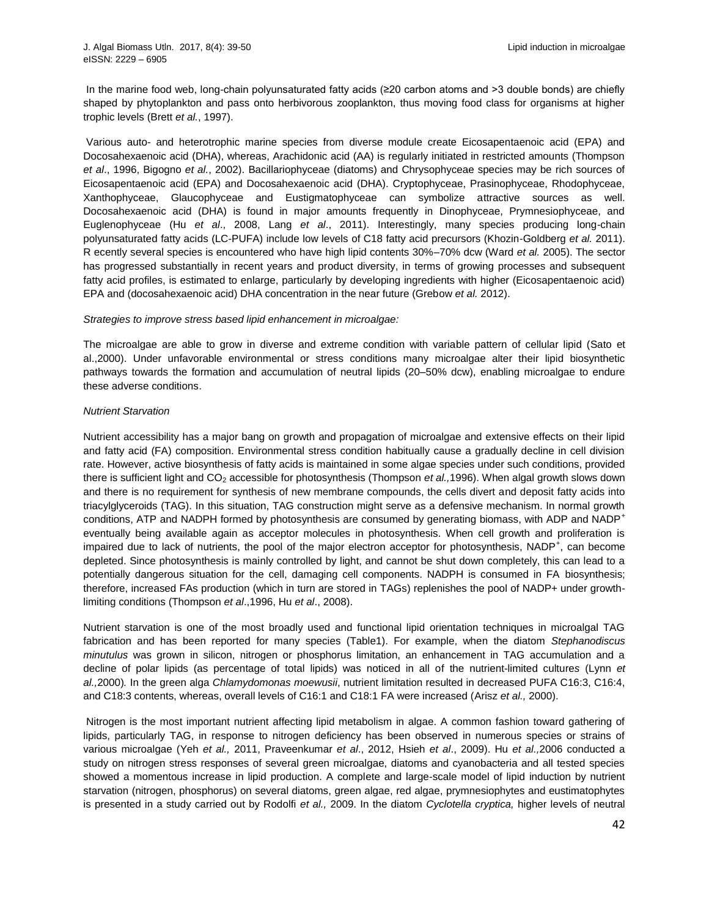In the marine food web, long-chain polyunsaturated fatty acids (≥20 carbon atoms and >3 double bonds) are chiefly shaped by phytoplankton and pass onto herbivorous zooplankton, thus moving food class for organisms at higher trophic levels (Brett *et al.*, 1997).

Various auto- and heterotrophic marine species from diverse module create Eicosapentaenoic acid (EPA) and Docosahexaenoic acid (DHA), whereas, Arachidonic acid (AA) is regularly initiated in restricted amounts (Thompson *et al*., 1996, Bigogno *et al.*, 2002). Bacillariophyceae (diatoms) and Chrysophyceae species may be rich sources of Eicosapentaenoic acid (EPA) and Docosahexaenoic acid (DHA). Cryptophyceae, Prasinophyceae, Rhodophyceae, Xanthophyceae, Glaucophyceae and Eustigmatophyceae can symbolize attractive sources as well. Docosahexaenoic acid (DHA) is found in major amounts frequently in Dinophyceae, Prymnesiophyceae, and Euglenophyceae (Hu *et al*., 2008, Lang *et al*., 2011). Interestingly, many species producing long-chain polyunsaturated fatty acids (LC-PUFA) include low levels of C18 fatty acid precursors (Khozin-Goldberg *et al.* 2011). R ecently several species is encountered who have high lipid contents 30%–70% dcw (Ward *et al.* 2005). The sector has progressed substantially in recent years and product diversity, in terms of growing processes and subsequent fatty acid profiles, is estimated to enlarge, particularly by developing ingredients with higher (Eicosapentaenoic acid) EPA and (docosahexaenoic acid) DHA concentration in the near future (Grebow *et al.* 2012).

*Strategies to improve stress based lipid enhancement in microalgae:*

The microalgae are able to grow in diverse and extreme condition with variable pattern of cellular lipid (Sato et al.,2000). Under unfavorable environmental or stress conditions many microalgae alter their lipid biosynthetic pathways towards the formation and accumulation of neutral lipids (20–50% dcw), enabling microalgae to endure these adverse conditions.

*Nutrient Starvation*

Nutrient accessibility has a major bang on growth and propagation of microalgae and extensive effects on their lipid and fatty acid (FA) composition. Environmental stress condition habitually cause a gradually decline in cell division rate. However, active biosynthesis of fatty acids is maintained in some algae species under such conditions, provided there is sufficient light and $CO_2$ accessible for photosynthesis (Thompson *et al.,*1996). When algal growth slows down and there is no requirement for synthesis of new membrane compounds, the cells divert and deposit fatty acids into triacylglyceroids (TAG). In this situation, TAG construction might serve as a defensive mechanism. In normal growth conditions, ATP and NADPH formed by photosynthesis are consumed by generating biomass, with ADP and $NADP^+$ eventually being available again as acceptor molecules in photosynthesis. When cell growth and proliferation is impaired due to lack of nutrients, the pool of the major electron acceptor for photosynthesis, $NADP^+$, can become depleted. Since photosynthesis is mainly controlled by light, and cannot be shut down completely, this can lead to a potentially dangerous situation for the cell, damaging cell components. NADPH is consumed in FA biosynthesis; therefore, increased FAs production (which in turn are stored in TAGs) replenishes the pool of NADP+ under growth-limiting conditions (Thompson *et al*.,1996, Hu *et al*., 2008).

Nutrient starvation is one of the most broadly used and functional lipid orientation techniques in microalgal TAG fabrication and has been reported for many species (Table1). For example, when the diatom *Stephanodiscus minutulus* was grown in silicon, nitrogen or phosphorus limitation, an enhancement in TAG accumulation and a decline of polar lipids (as percentage of total lipids) was noticed in all of the nutrient-limited cultures (Lynn *et al.,*2000)*.* In the green alga *Chlamydomonas moewusii*, nutrient limitation resulted in decreased PUFA C16:3, C16:4, and C18:3 contents, whereas, overall levels of C16:1 and C18:1 FA were increased (Arisz *et al.,* 2000).

Nitrogen is the most important nutrient affecting lipid metabolism in algae. A common fashion toward gathering of lipids, particularly TAG, in response to nitrogen deficiency has been observed in numerous species or strains of various microalgae (Yeh *et al.,* 2011, Praveenkumar *et al*., 2012, Hsieh *et al*., 2009). Hu *et al.,*2006 conducted a study on nitrogen stress responses of several green microalgae, diatoms and cyanobacteria and all tested species showed a momentous increase in lipid production. A complete and large-scale model of lipid induction by nutrient starvation (nitrogen, phosphorus) on several diatoms, green algae, red algae, prymnesiophytes and eustimatophytes is presented in a study carried out by Rodolfi *et al.,* 2009. In the diatom *Cyclotella cryptica,* higher levels of neutral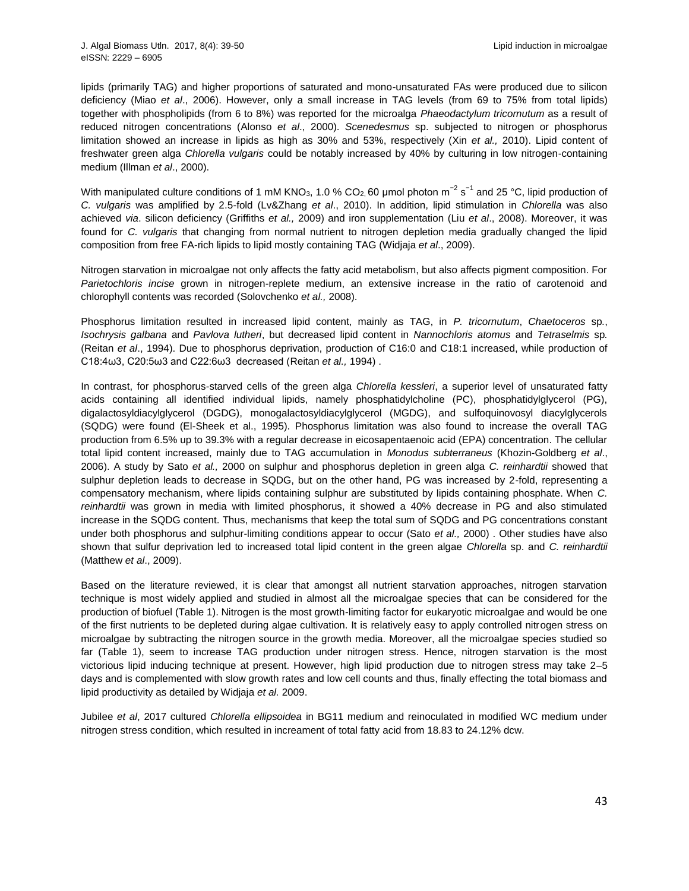lipids (primarily TAG) and higher proportions of saturated and mono-unsaturated FAs were produced due to silicon deficiency (Miao *et al*., 2006). However, only a small increase in TAG levels (from 69 to 75% from total lipids) together with phospholipids (from 6 to 8%) was reported for the microalga *Phaeodactylum tricornutum* as a result of reduced nitrogen concentrations (Alonso *et al*., 2000). *Scenedesmus* sp. subjected to nitrogen or phosphorus limitation showed an increase in lipids as high as 30% and 53%, respectively (Xin *et al.,* 2010). Lipid content of freshwater green alga *Chlorella vulgaris* could be notably increased by 40% by culturing in low nitrogen-containing medium (Illman *et al*., 2000).

With manipulated culture conditions of 1 mM $KNO_3$, 1.0 % $CO_2$, 60 μmol photon $m^{-2}$ $s^{-1}$ and 25 °C, lipid production of *C. vulgaris* was amplified by 2.5-fold (Lv&Zhang *et al*., 2010). In addition, lipid stimulation in *Chlorella* was also achieved *via*. silicon deficiency (Griffiths *et al.,* 2009) and iron supplementation (Liu *et al*., 2008). Moreover, it was found for *C. vulgaris* that changing from normal nutrient to nitrogen depletion media gradually changed the lipid composition from free FA-rich lipids to lipid mostly containing TAG (Widjaja *et al*., 2009).

Nitrogen starvation in microalgae not only affects the fatty acid metabolism, but also affects pigment composition. For *Parietochloris incise* grown in nitrogen-replete medium, an extensive increase in the ratio of carotenoid and chlorophyll contents was recorded (Solovchenko *et al.,* 2008).

Phosphorus limitation resulted in increased lipid content, mainly as TAG, in *P. tricornutum*, *Chaetoceros* sp., *Isochrysis galbana* and *Pavlova lutheri*, but decreased lipid content in *Nannochloris atomus* and *Tetraselmis* sp*.* (Reitan *et al*., 1994). Due to phosphorus deprivation, production of C16:0 and C18:1 increased, while production of C18:4ω3, C20:5ω3 and C22:6ω3 decreased (Reitan *et al.,* 1994) .

In contrast, for phosphorus-starved cells of the green alga *Chlorella kessleri*, a superior level of unsaturated fatty acids containing all identified individual lipids, namely phosphatidylcholine (PC), phosphatidylglycerol (PG), digalactosyldiacylglycerol (DGDG), monogalactosyldiacylglycerol (MGDG), and sulfoquinovosyl diacylglycerols (SQDG) were found (El-Sheek et al., 1995). Phosphorus limitation was also found to increase the overall TAG production from 6.5% up to 39.3% with a regular decrease in eicosapentaenoic acid (EPA) concentration. The cellular total lipid content increased, mainly due to TAG accumulation in *Monodus subterraneus* (Khozin-Goldberg *et al*., 2006). A study by Sato *et al.,* 2000 on sulphur and phosphorus depletion in green alga *C. reinhardtii* showed that sulphur depletion leads to decrease in SQDG, but on the other hand, PG was increased by 2-fold, representing a compensatory mechanism, where lipids containing sulphur are substituted by lipids containing phosphate. When *C. reinhardtii* was grown in media with limited phosphorus, it showed a 40% decrease in PG and also stimulated increase in the SQDG content. Thus, mechanisms that keep the total sum of SQDG and PG concentrations constant under both phosphorus and sulphur-limiting conditions appear to occur (Sato *et al.,* 2000) . Other studies have also shown that sulfur deprivation led to increased total lipid content in the green algae *Chlorella* sp. and *C. reinhardtii* (Matthew *et al*., 2009).

Based on the literature reviewed, it is clear that amongst all nutrient starvation approaches, nitrogen starvation technique is most widely applied and studied in almost all the microalgae species that can be considered for the production of biofuel (Table 1). Nitrogen is the most growth-limiting factor for eukaryotic microalgae and would be one of the first nutrients to be depleted during algae cultivation. It is relatively easy to apply controlled nitrogen stress on microalgae by subtracting the nitrogen source in the growth media. Moreover, all the microalgae species studied so far (Table 1), seem to increase TAG production under nitrogen stress. Hence, nitrogen starvation is the most victorious lipid inducing technique at present. However, high lipid production due to nitrogen stress may take 2–5 days and is complemented with slow growth rates and low cell counts and thus, finally effecting the total biomass and lipid productivity as detailed by Widjaja *et al.* 2009.

Jubilee *et al*, 2017 cultured *Chlorella ellipsoidea* in BG11 medium and reinoculated in modified WC medium under nitrogen stress condition, which resulted in increament of total fatty acid from 18.83 to 24.12% dcw.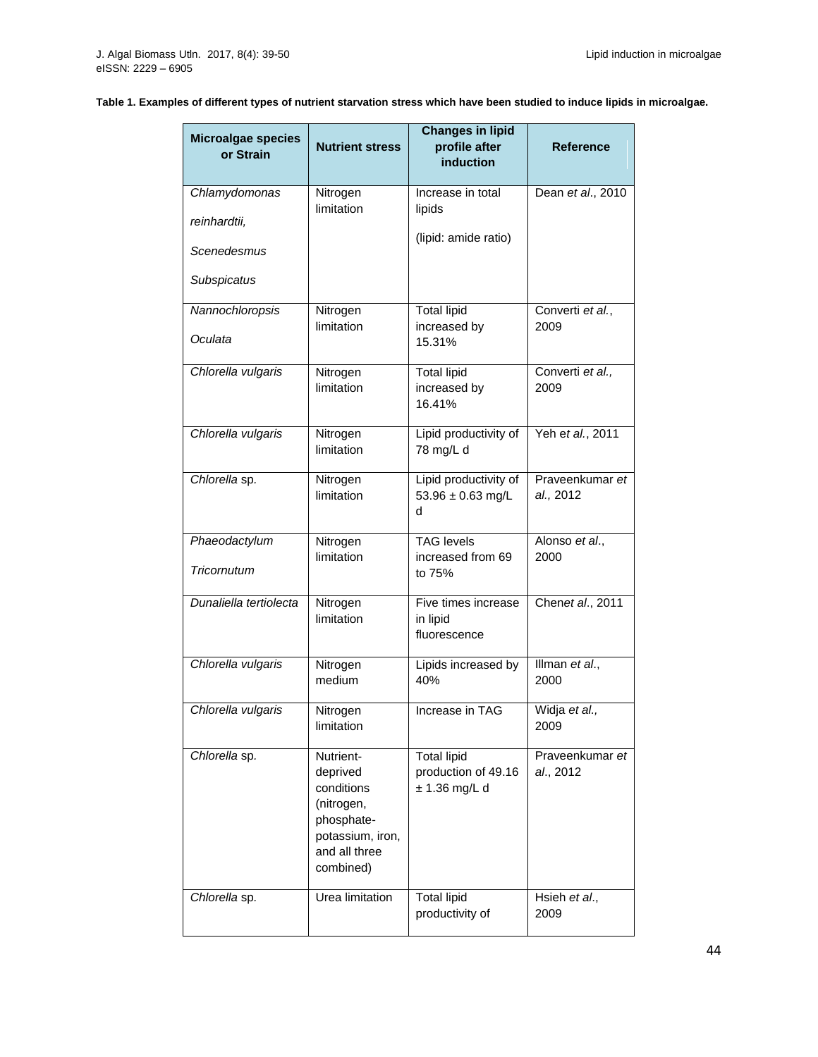**Table 1. Examples of different types of nutrient starvation stress which have been studied to induce lipids in microalgae.**

| Microalgae species or Strain | Nutrient stress | Changes in lipid profile after induction | Reference |
|---|---|---|---|
| *Chlamydomonas reinhardtii, Scenedesmus Subspicatus* | Nitrogen limitation | Increase in total lipids (lipid: amide ratio) | Dean *et al*., 2010 |
| *Nannochloropsis Oculata* | Nitrogen limitation | Total lipid increased by 15.31% | Converti *et al.*, 2009 |
| *Chlorella vulgaris* | Nitrogen limitation | Total lipid increased by 16.41% | Converti *et al.,* 2009 |
| *Chlorella vulgaris* | Nitrogen limitation | Lipid productivity of 78 mg/L d | Yeh e*t al.*, 2011 |
| *Chlorella* sp. | Nitrogen limitation | Lipid productivity of 53.96 ± 0.63 mg/L d | Praveenkumar *et al.,* 2012 |
| *Phaeodactylum Tricornutum* | Nitrogen limitation | TAG levels increased from 69 to 75% | Alonso *et al*., 2000 |
| *Dunaliella tertiolecta* | Nitrogen limitation | Five times increase in lipid fluorescence | Chen*et al*., 2011 |
| *Chlorella vulgaris* | Nitrogen medium | Lipids increased by 40% | Illman *et al*., 2000 |
| *Chlorella vulgaris* | Nitrogen limitation | Increase in TAG | Widja *et al.,* 2009 |
| *Chlorella* sp. | Nutrient-deprived conditions (nitrogen, phosphate-potassium, iron, and all three combined) | Total lipid production of 49.16 ± 1.36 mg/L d | Praveenkumar *et al*., 2012 |
| *Chlorella* sp. | Urea limitation | Total lipid productivity of | Hsieh *et al*., 2009 |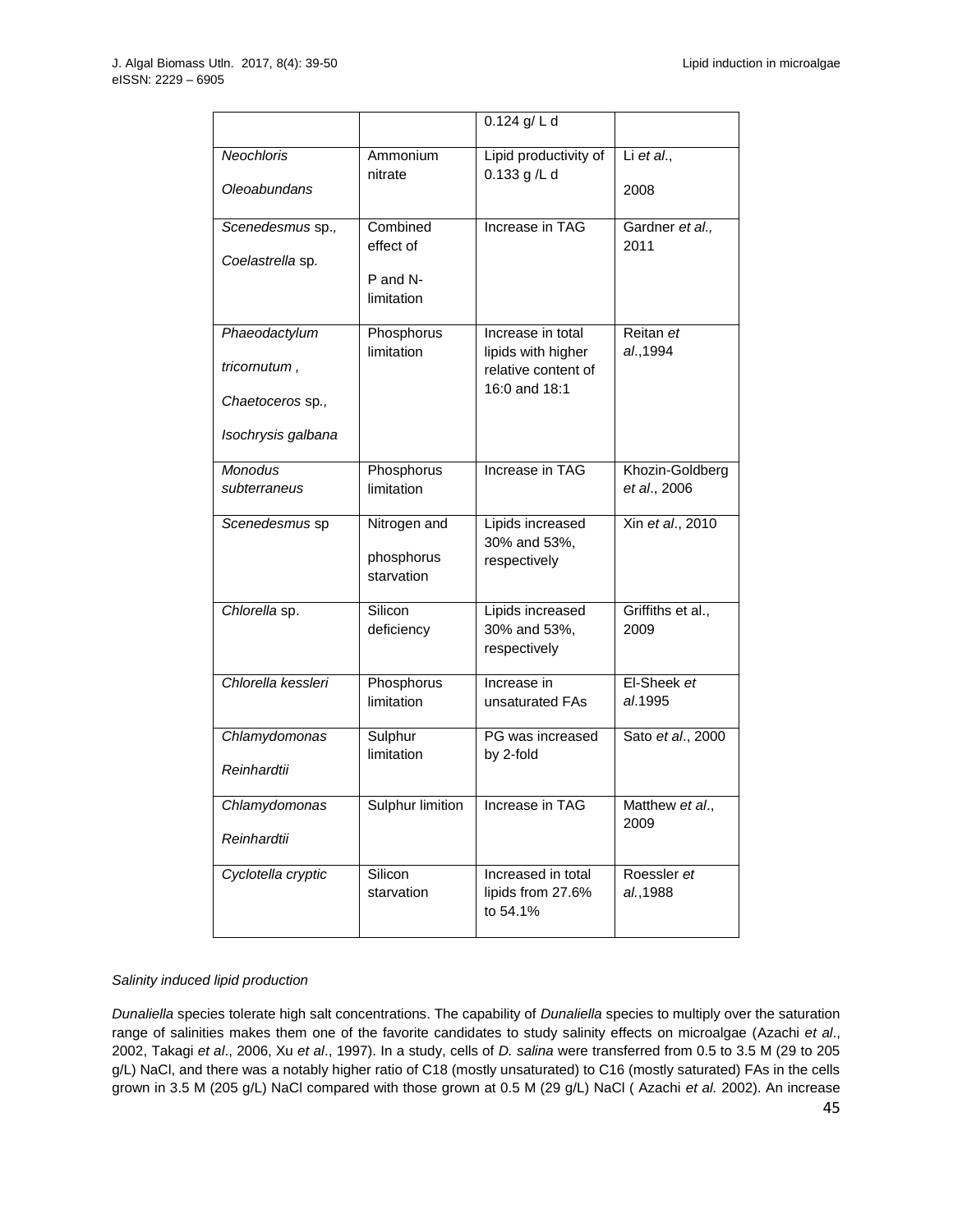| | | 0.124 g/ L d | |
|---|---|---|---|
| *Neochloris Oleoabundans* | Ammonium nitrate | Lipid productivity of 0.133 g /L d | Li *et al*., 2008 |
| *Scenedesmus* sp., *Coelastrella* sp. | Combined effect of P and N-limitation | Increase in TAG | Gardner *et al.,* 2011 |
| *Phaeodactylum tricornutum* , *Chaetoceros* sp., *Isochrysis galbana* | Phosphorus limitation | Increase in total lipids with higher relative content of 16:0 and 18:1 | Reitan *et al*.,1994 |
| *Monodus subterraneus* | Phosphorus limitation | Increase in TAG | Khozin-Goldberg *et al*., 2006 |
| *Scenedesmus* sp | Nitrogen and phosphorus starvation | Lipids increased 30% and 53%, respectively | Xin *et al*., 2010 |
| *Chlorella* sp. | Silicon deficiency | Lipids increased 30% and 53%, respectively | Griffiths et al., 2009 |
| *Chlorella kessleri* | Phosphorus limitation | Increase in unsaturated FAs | El-Sheek *et al*.1995 |
| *Chlamydomonas Reinhardtii* | Sulphur limitation | PG was increased by 2-fold | Sato *et al*., 2000 |
| *Chlamydomonas Reinhardtii* | Sulphur limition | Increase in TAG | Matthew *et al*., 2009 |
| *Cyclotella cryptic* | Silicon starvation | Increased in total lipids from 27.6% to 54.1% | Roessler *et al*.,1988 |

*Salinity induced lipid production*

*Dunaliella* species tolerate high salt concentrations. The capability of *Dunaliella* species to multiply over the saturation range of salinities makes them one of the favorite candidates to study salinity effects on microalgae (Azachi *et al*., 2002, Takagi *et al*., 2006, Xu *et al*., 1997). In a study, cells of *D. salina* were transferred from 0.5 to 3.5 M (29 to 205 g/L) NaCl, and there was a notably higher ratio of C18 (mostly unsaturated) to C16 (mostly saturated) FAs in the cells grown in 3.5 M (205 g/L) NaCl compared with those grown at 0.5 M (29 g/L) NaCl ( Azachi *et al.* 2002). An increase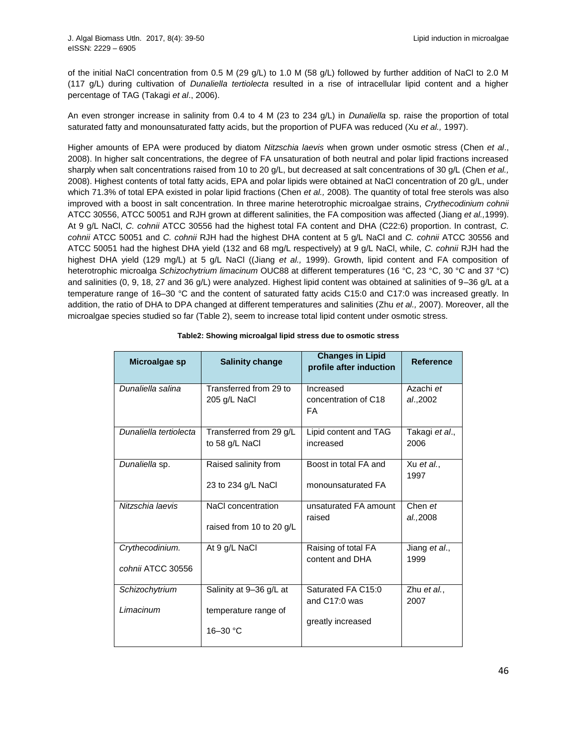of the initial NaCl concentration from 0.5 M (29 g/L) to 1.0 M (58 g/L) followed by further addition of NaCl to 2.0 M (117 g/L) during cultivation of *Dunaliella tertiolecta* resulted in a rise of intracellular lipid content and a higher percentage of TAG (Takagi *et al*., 2006).

An even stronger increase in salinity from 0.4 to 4 M (23 to 234 g/L) in *Dunaliella* sp. raise the proportion of total saturated fatty and monounsaturated fatty acids, but the proportion of PUFA was reduced (Xu *et al.,* 1997).

Higher amounts of EPA were produced by diatom *Nitzschia laevis* when grown under osmotic stress (Chen *et al*., 2008). In higher salt concentrations, the degree of FA unsaturation of both neutral and polar lipid fractions increased sharply when salt concentrations raised from 10 to 20 g/L, but decreased at salt concentrations of 30 g/L (Chen *et al.,* 2008). Highest contents of total fatty acids, EPA and polar lipids were obtained at NaCl concentration of 20 g/L, under which 71.3% of total EPA existed in polar lipid fractions (Chen *et al.,* 2008). The quantity of total free sterols was also improved with a boost in salt concentration. In three marine heterotrophic microalgae strains, *Crythecodinium cohnii* ATCC 30556, ATCC 50051 and RJH grown at different salinities, the FA composition was affected (Jiang *et al.,*1999). At 9 g/L NaCl, *C. cohnii* ATCC 30556 had the highest total FA content and DHA (C22:6) proportion. In contrast, *C. cohnii* ATCC 50051 and *C. cohnii* RJH had the highest DHA content at 5 g/L NaCl and *C. cohnii* ATCC 30556 and ATCC 50051 had the highest DHA yield (132 and 68 mg/L respectively) at 9 g/L NaCl, while, *C. cohnii* RJH had the highest DHA yield (129 mg/L) at 5 g/L NaCl ((Jiang *et al.,* 1999). Growth, lipid content and FA composition of heterotrophic microalga *Schizochytrium limacinum* OUC88 at different temperatures (16 °C, 23 °C, 30 °C and 37 °C) and salinities (0, 9, 18, 27 and 36 g/L) were analyzed. Highest lipid content was obtained at salinities of 9–36 g/L at a temperature range of 16–30 °C and the content of saturated fatty acids C15:0 and C17:0 was increased greatly. In addition, the ratio of DHA to DPA changed at different temperatures and salinities (Zhu *et al.,* 2007). Moreover, all the microalgae species studied so far (Table 2), seem to increase total lipid content under osmotic stress.

**Table2: Showing microalgal lipid stress due to osmotic stress**

| Microalgae sp | Salinity change | Changes in Lipid profile after induction | Reference |
|---|---|---|---|
| *Dunaliella salina* | Transferred from 29 to 205 g/L NaCl | Increased concentration of C18 FA | Azachi *et al*.,2002 |
| *Dunaliella tertiolecta* | Transferred from 29 g/L to 58 g/L NaCl | Lipid content and TAG increased | Takagi *et al*., 2006 |
| *Dunaliella* sp. | Raised salinity from 23 to 234 g/L NaCl | Boost in total FA and monounsaturated FA | Xu *et al.*, 1997 |
| *Nitzschia laevis* | NaCl concentration raised from 10 to 20 g/L | unsaturated FA amount raised | Chen *et al.,*2008 |
| *Crythecodinium. cohnii* ATCC 30556 | At 9 g/L NaCl | Raising of total FA content and DHA | Jiang *et al*., 1999 |
| *Schizochytrium Limacinum* | Salinity at 9–36 g/L at temperature range of 16–30 °C | Saturated FA C15:0 and C17:0 was greatly increased | Zhu *et al.*, 2007 |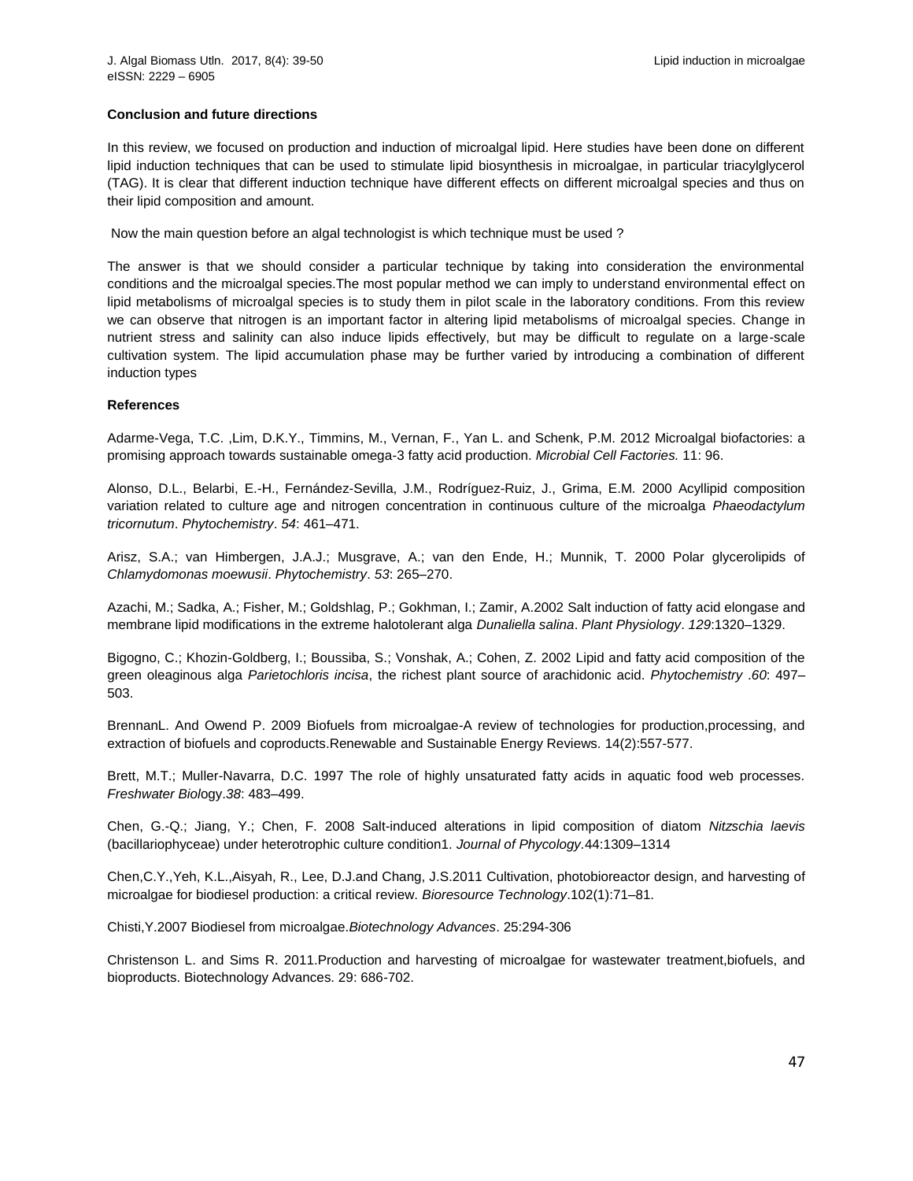**Conclusion and future directions**

In this review, we focused on production and induction of microalgal lipid. Here studies have been done on different lipid induction techniques that can be used to stimulate lipid biosynthesis in microalgae, in particular triacylglycerol (TAG). It is clear that different induction technique have different effects on different microalgal species and thus on their lipid composition and amount.

Now the main question before an algal technologist is which technique must be used ?

The answer is that we should consider a particular technique by taking into consideration the environmental conditions and the microalgal species.The most popular method we can imply to understand environmental effect on lipid metabolisms of microalgal species is to study them in pilot scale in the laboratory conditions. From this review we can observe that nitrogen is an important factor in altering lipid metabolisms of microalgal species. Change in nutrient stress and salinity can also induce lipids effectively, but may be difficult to regulate on a large-scale cultivation system. The lipid accumulation phase may be further varied by introducing a combination of different induction types

**References**

Adarme-Vega, T.C. ,Lim, D.K.Y., Timmins, M., Vernan, F., Yan L. and Schenk, P.M. 2012 Microalgal biofactories: a promising approach towards sustainable omega-3 fatty acid production. *Microbial Cell Factories.* 11: 96.

Alonso, D.L., Belarbi, E.-H., Fernández-Sevilla, J.M., Rodríguez-Ruiz, J., Grima, E.M. 2000 Acyllipid composition variation related to culture age and nitrogen concentration in continuous culture of the microalga *Phaeodactylum tricornutum*. *Phytochemistry*. *54*: 461–471.

Arisz, S.A.; van Himbergen, J.A.J.; Musgrave, A.; van den Ende, H.; Munnik, T. 2000 Polar glycerolipids of *Chlamydomonas moewusii*. *Phytochemistry*. *53*: 265–270.

Azachi, M.; Sadka, A.; Fisher, M.; Goldshlag, P.; Gokhman, I.; Zamir, A.2002 Salt induction of fatty acid elongase and membrane lipid modifications in the extreme halotolerant alga *Dunaliella salina*. *Plant Physiology*. *129*:1320–1329.

Bigogno, C.; Khozin-Goldberg, I.; Boussiba, S.; Vonshak, A.; Cohen, Z. 2002 Lipid and fatty acid composition of the green oleaginous alga *Parietochloris incisa*, the richest plant source of arachidonic acid. *Phytochemistry* .*60*: 497–503.

BrennanL. And Owend P. 2009 Biofuels from microalgae-A review of technologies for production,processing, and extraction of biofuels and coproducts.Renewable and Sustainable Energy Reviews. 14(2):557-577.

Brett, M.T.; Muller-Navarra, D.C. 1997 The role of highly unsaturated fatty acids in aquatic food web processes. *Freshwater Biol*ogy.*38*: 483–499.

Chen, G.-Q.; Jiang, Y.; Chen, F. 2008 Salt-induced alterations in lipid composition of diatom *Nitzschia laevis* (bacillariophyceae) under heterotrophic culture condition1. *Journal of Phycology*.44:1309–1314

Chen,C.Y.,Yeh, K.L.,Aisyah, R., Lee, D.J.and Chang, J.S.2011 Cultivation, photobioreactor design, and harvesting of microalgae for biodiesel production: a critical review. *Bioresource Technology*.102(1):71–81.

Chisti,Y.2007 Biodiesel from microalgae.*Biotechnology Advances*. 25:294-306

Christenson L. and Sims R. 2011.Production and harvesting of microalgae for wastewater treatment,biofuels, and bioproducts. Biotechnology Advances. 29: 686-702.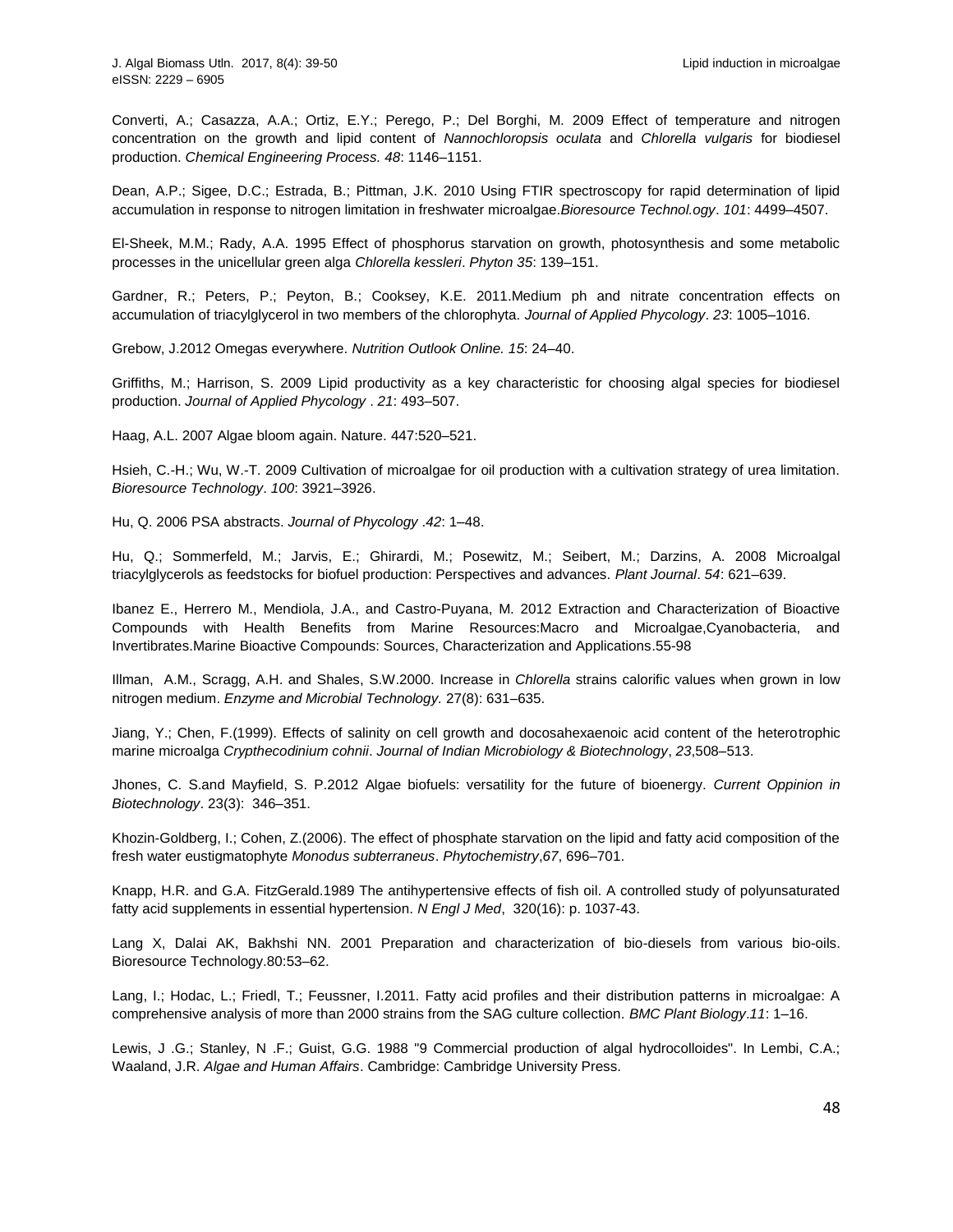Converti, A.; Casazza, A.A.; Ortiz, E.Y.; Perego, P.; Del Borghi, M. 2009 Effect of temperature and nitrogen concentration on the growth and lipid content of *Nannochloropsis oculata* and *Chlorella vulgaris* for biodiesel production. *Chemical Engineering Process. 48*: 1146–1151.

Dean, A.P.; Sigee, D.C.; Estrada, B.; Pittman, J.K. 2010 Using FTIR spectroscopy for rapid determination of lipid accumulation in response to nitrogen limitation in freshwater microalgae.*Bioresource Technol.ogy*. *101*: 4499–4507.

El-Sheek, M.M.; Rady, A.A. 1995 Effect of phosphorus starvation on growth, photosynthesis and some metabolic processes in the unicellular green alga *Chlorella kessleri*. *Phyton 35*: 139–151.

Gardner, R.; Peters, P.; Peyton, B.; Cooksey, K.E. 2011.Medium ph and nitrate concentration effects on accumulation of triacylglycerol in two members of the chlorophyta. *Journal of Applied Phycology*. *23*: 1005–1016.

Grebow, J.2012 Omegas everywhere. *Nutrition Outlook Online. 15*: 24–40.

Griffiths, M.; Harrison, S. 2009 Lipid productivity as a key characteristic for choosing algal species for biodiesel production. *Journal of Applied Phycology* . *21*: 493–507.

Haag, A.L. 2007 Algae bloom again. Nature. 447:520–521.

Hsieh, C.-H.; Wu, W.-T. 2009 Cultivation of microalgae for oil production with a cultivation strategy of urea limitation. *Bioresource Technology*. *100*: 3921–3926.

Hu, Q. 2006 PSA abstracts. *Journal of Phycology .42*: 1–48.

Hu, Q.; Sommerfeld, M.; Jarvis, E.; Ghirardi, M.; Posewitz, M.; Seibert, M.; Darzins, A. 2008 Microalgal triacylglycerols as feedstocks for biofuel production: Perspectives and advances. *Plant Journal*. *54*: 621–639.

Ibanez E., Herrero M., Mendiola, J.A., and Castro-Puyana, M. 2012 Extraction and Characterization of Bioactive Compounds with Health Benefits from Marine Resources:Macro and Microalgae,Cyanobacteria, and Invertibrates.Marine Bioactive Compounds: Sources, Characterization and Applications.55-98

Illman, A.M., Scragg, A.H. and Shales, S.W.2000. Increase in *Chlorella* strains calorific values when grown in low nitrogen medium. *Enzyme and Microbial Technology.* 27(8): 631–635.

Jiang, Y.; Chen, F.(1999). Effects of salinity on cell growth and docosahexaenoic acid content of the heterotrophic marine microalga *Crypthecodinium cohnii*. *Journal of Indian Microbiology & Biotechnology*, *23*,508–513.

Jhones, C. S.and Mayfield, S. P.2012 Algae biofuels: versatility for the future of bioenergy. *Current Oppinion in Biotechnology*. 23(3): 346–351.

Khozin-Goldberg, I.; Cohen, Z.(2006). The effect of phosphate starvation on the lipid and fatty acid composition of the fresh water eustigmatophyte *Monodus subterraneus*. *Phytochemistry*,*67*, 696–701.

Knapp, H.R. and G.A. FitzGerald.1989 The antihypertensive effects of fish oil. A controlled study of polyunsaturated fatty acid supplements in essential hypertension. *N Engl J Med*, 320(16): p. 1037-43.

Lang X, Dalai AK, Bakhshi NN. 2001 Preparation and characterization of bio-diesels from various bio-oils. Bioresource Technology.80:53–62.

Lang, I.; Hodac, L.; Friedl, T.; Feussner, I.2011. Fatty acid profiles and their distribution patterns in microalgae: A comprehensive analysis of more than 2000 strains from the SAG culture collection. *BMC Plant Biology*.*11*: 1–16.

Lewis, J .G.; Stanley, N .F.; Guist, G.G. 1988 "9 Commercial production of algal hydrocolloides". In Lembi, C.A.; Waaland, J.R. *Algae and Human Affairs*. Cambridge: Cambridge University Press.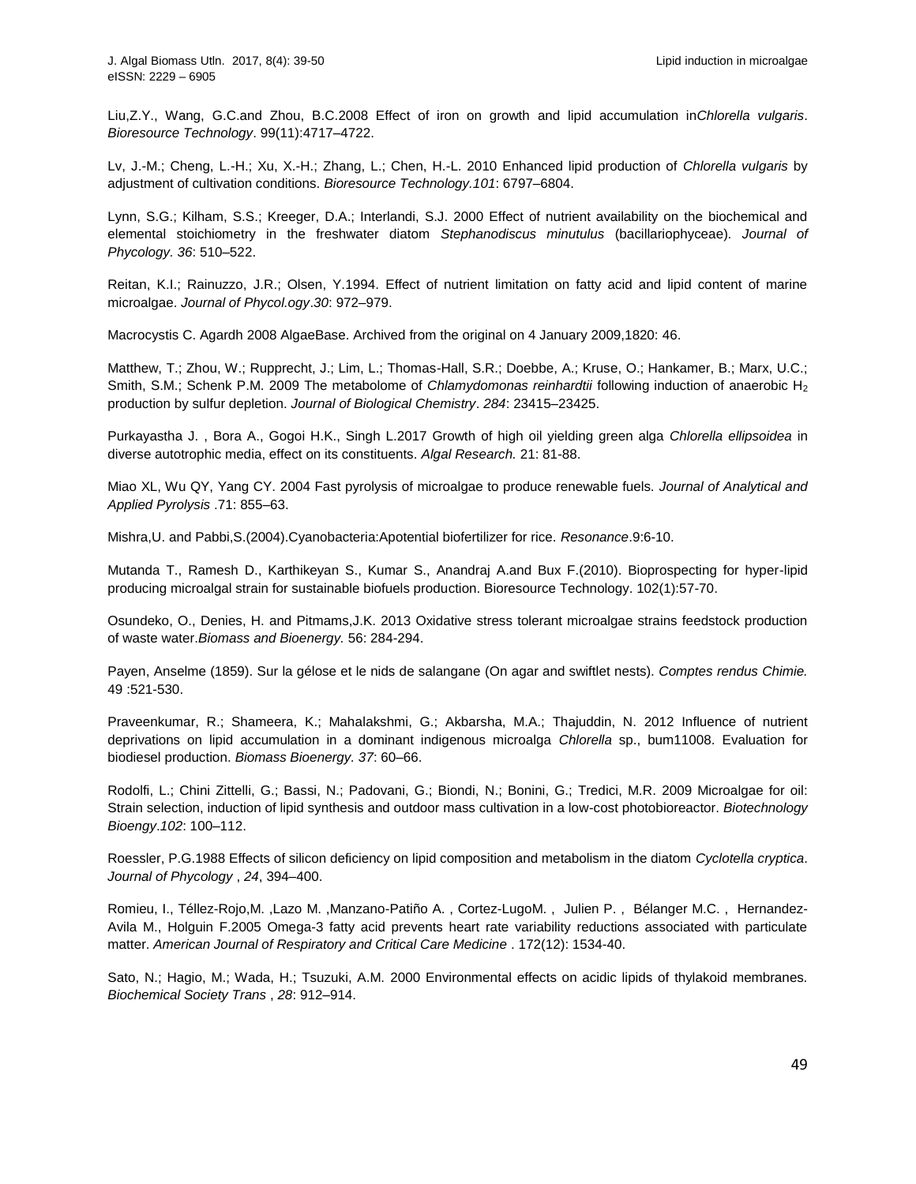Liu,Z.Y., Wang, G.C.and Zhou, B.C.2008 Effect of iron on growth and lipid accumulation in*Chlorella vulgaris*. *Bioresource Technology*. 99(11):4717–4722.

Lv, J.-M.; Cheng, L.-H.; Xu, X.-H.; Zhang, L.; Chen, H.-L. 2010 Enhanced lipid production of *Chlorella vulgaris* by adjustment of cultivation conditions. *Bioresource Technology.101*: 6797–6804.

Lynn, S.G.; Kilham, S.S.; Kreeger, D.A.; Interlandi, S.J. 2000 Effect of nutrient availability on the biochemical and elemental stoichiometry in the freshwater diatom *Stephanodiscus minutulus* (bacillariophyceae). *Journal of Phycology*. *36*: 510–522.

Reitan, K.I.; Rainuzzo, J.R.; Olsen, Y.1994. Effect of nutrient limitation on fatty acid and lipid content of marine microalgae. *Journal of Phycol.ogy*.*30*: 972–979.

Macrocystis C. Agardh 2008 AlgaeBase. Archived from the original on 4 January 2009,1820: 46.

Matthew, T.; Zhou, W.; Rupprecht, J.; Lim, L.; Thomas-Hall, S.R.; Doebbe, A.; Kruse, O.; Hankamer, B.; Marx, U.C.; Smith, S.M.; Schenk P.M. 2009 The metabolome of *Chlamydomonas reinhardtii* following induction of anaerobic $H_2$ production by sulfur depletion. *Journal of Biological Chemistry*. *284*: 23415–23425.

Purkayastha J. , Bora A., Gogoi H.K., Singh L.2017 Growth of high oil yielding green alga *Chlorella ellipsoidea* in diverse autotrophic media, effect on its constituents. *Algal Research.* 21: 81-88.

Miao XL, Wu QY, Yang CY. 2004 Fast pyrolysis of microalgae to produce renewable fuels. *Journal of Analytical and Applied Pyrolysis* .71: 855–63.

Mishra,U. and Pabbi,S.(2004).Cyanobacteria:Apotential biofertilizer for rice. *Resonance*.9:6-10.

Mutanda T., Ramesh D., Karthikeyan S., Kumar S., Anandraj A.and Bux F.(2010). Bioprospecting for hyper-lipid producing microalgal strain for sustainable biofuels production. Bioresource Technology. 102(1):57-70.

Osundeko, O., Denies, H. and Pitmams,J.K. 2013 Oxidative stress tolerant microalgae strains feedstock production of waste water.*Biomass and Bioenergy.* 56: 284-294.

Payen, Anselme (1859). Sur la gélose et le nids de salangane (On agar and swiftlet nests). *Comptes rendus Chimie.* 49 :521-530.

Praveenkumar, R.; Shameera, K.; Mahalakshmi, G.; Akbarsha, M.A.; Thajuddin, N. 2012 Influence of nutrient deprivations on lipid accumulation in a dominant indigenous microalga *Chlorella* sp., bum11008. Evaluation for biodiesel production. *Biomass Bioenergy. 37*: 60–66.

Rodolfi, L.; Chini Zittelli, G.; Bassi, N.; Padovani, G.; Biondi, N.; Bonini, G.; Tredici, M.R. 2009 Microalgae for oil: Strain selection, induction of lipid synthesis and outdoor mass cultivation in a low-cost photobioreactor. *Biotechnology Bioengy.102*: 100–112.

Roessler, P.G.1988 Effects of silicon deficiency on lipid composition and metabolism in the diatom *Cyclotella cryptica*. *Journal of Phycology* , *24*, 394–400.

Romieu, I., Téllez-Rojo,M. ,Lazo M. ,Manzano-Patiño A. , Cortez-LugoM. , Julien P. , Bélanger M.C. , Hernandez-Avila M., Holguin F.2005 Omega-3 fatty acid prevents heart rate variability reductions associated with particulate matter. *American Journal of Respiratory and Critical Care Medicine* . 172(12): 1534-40.

Sato, N.; Hagio, M.; Wada, H.; Tsuzuki, A.M. 2000 Environmental effects on acidic lipids of thylakoid membranes. *Biochemical Society Trans* , *28*: 912–914.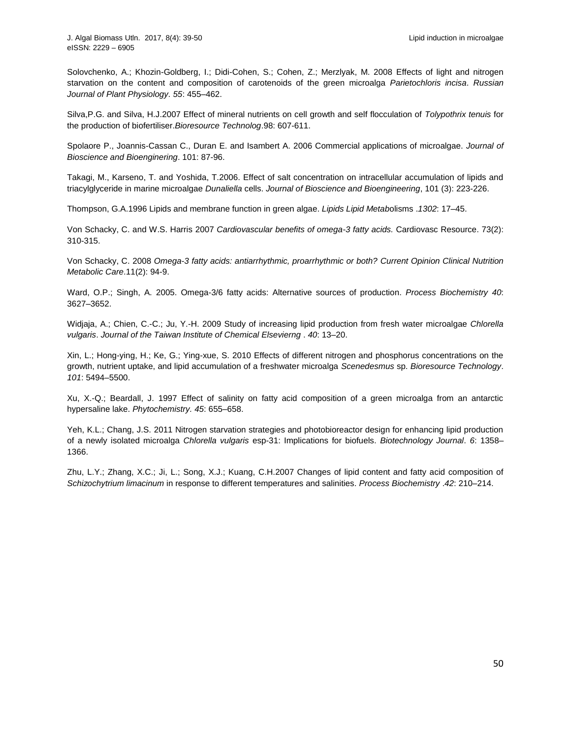Solovchenko, A.; Khozin-Goldberg, I.; Didi-Cohen, S.; Cohen, Z.; Merzlyak, M. 2008 Effects of light and nitrogen starvation on the content and composition of carotenoids of the green microalga *Parietochloris incisa*. *Russian Journal of Plant Physiology*. *55*: 455–462.

Silva,P.G. and Silva, H.J.2007 Effect of mineral nutrients on cell growth and self flocculation of *Tolypothrix tenuis* for the production of biofertiliser.*Bioresource Technolog*.98: 607-611.

Spolaore P., Joannis-Cassan C., Duran E. and Isambert A. 2006 Commercial applications of microalgae. *Journal of Bioscience and Bioenginering*. 101: 87-96.

Takagi, M., Karseno, T. and Yoshida, T.2006. Effect of salt concentration on intracellular accumulation of lipids and triacylglyceride in marine microalgae *Dunaliella* cells. *Journal of Bioscience and Bioengineering*, 101 (3): 223-226.

Thompson, G.A.1996 Lipids and membrane function in green algae. *Lipids Lipid Metab*olisms .*1302*: 17–45.

Von Schacky, C. and W.S. Harris 2007 *Cardiovascular benefits of omega-3 fatty acids.* Cardiovasc Resource. 73(2): 310-315.

Von Schacky, C. 2008 *Omega-3 fatty acids: antiarrhythmic, proarrhythmic or both? Current Opinion Clinical Nutrition Metabolic Care*.11(2): 94-9.

Ward, O.P.; Singh, A. 2005. Omega-3/6 fatty acids: Alternative sources of production. *Process Biochemistry 40*: 3627–3652.

Widjaja, A.; Chien, C.-C.; Ju, Y.-H. 2009 Study of increasing lipid production from fresh water microalgae *Chlorella vulgaris*. *Journal of the Taiwan Institute of Chemical Elsevierng* . *40*: 13–20.

Xin, L.; Hong-ying, H.; Ke, G.; Ying-xue, S. 2010 Effects of different nitrogen and phosphorus concentrations on the growth, nutrient uptake, and lipid accumulation of a freshwater microalga *Scenedesmus* sp. *Bioresource Technology*. *101*: 5494–5500.

Xu, X.-Q.; Beardall, J. 1997 Effect of salinity on fatty acid composition of a green microalga from an antarctic hypersaline lake. *Phytochemistry. 45*: 655–658.

Yeh, K.L.; Chang, J.S. 2011 Nitrogen starvation strategies and photobioreactor design for enhancing lipid production of a newly isolated microalga *Chlorella vulgaris* esp-31: Implications for biofuels. *Biotechnology Journal*. *6*: 1358–1366.

Zhu, L.Y.; Zhang, X.C.; Ji, L.; Song, X.J.; Kuang, C.H.2007 Changes of lipid content and fatty acid composition of *Schizochytrium limacinum* in response to different temperatures and salinities. *Process Biochemistry .42*: 210–214.